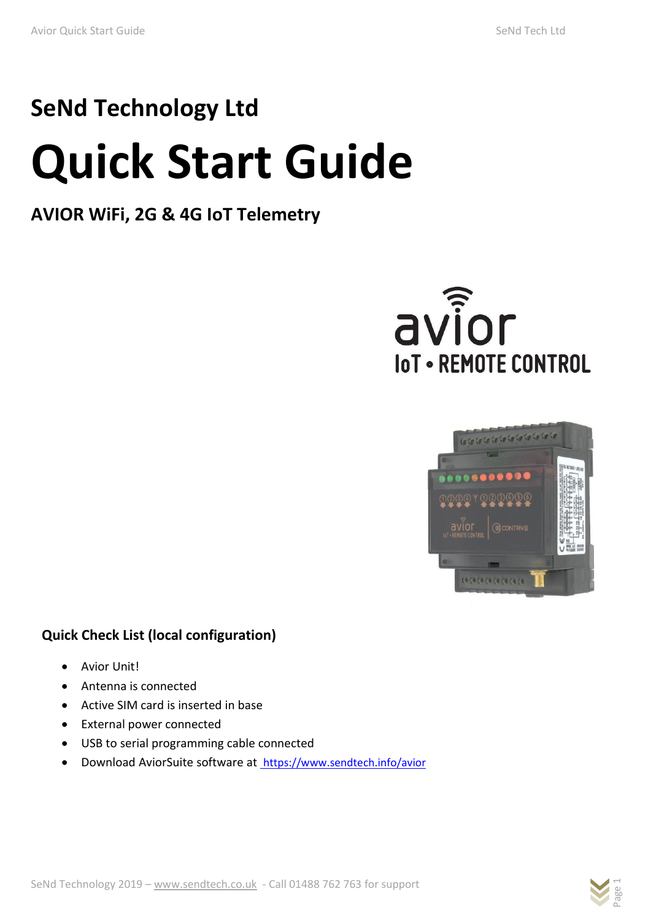# SeNd Technology Ltd

# Quick Start Guide

## AVIOR WiFi, 2G & 4G IoT Telemetry

### Quick Check List (local configuration)

- Avior Unit!
- Antenna is connected
- Active SIM card is inserted in base
- External power connected
- USB to serial programming cable connected
- Download AviorSuite software at [https://www.sendtech.info/avior](https://www.sendtech.info/avior)

SeNd Technology 2019 – www.sendtech.co.uk - Call 01488 762 763 for support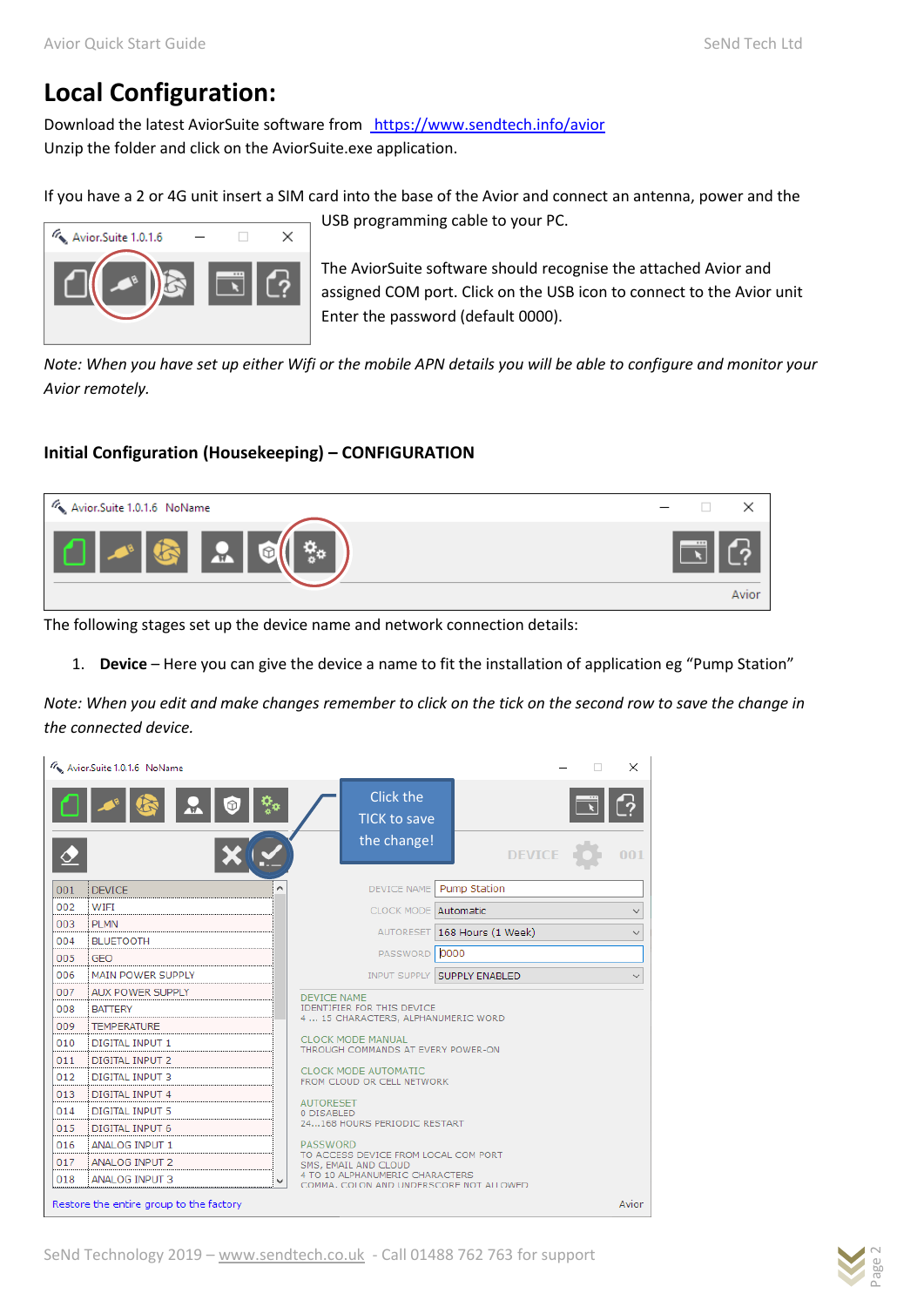# Local Configuration:

Download the latest AviorSuite software from [https://www.sendtech.info/avior](https://www.sendtech.info/avior)
Unzip the folder and click on the AviorSuite.exe application.

If you have a 2 or 4G unit insert a SIM card into the base of the Avior and connect an antenna, power and the USB programming cable to your PC.

The AviorSuite software should recognise the attached Avior and assigned COM port. Click on the USB icon to connect to the Avior unit Enter the password (default 0000).

*Note: When you have set up either Wifi or the mobile APN details you will be able to configure and monitor your Avior remotely.*

### Initial Configuration (Housekeeping) – CONFIGURATION

The following stages set up the device name and network connection details:

1. **Device** – Here you can give the device a name to fit the installation of application eg "Pump Station"

*Note: When you edit and make changes remember to click on the tick on the second row to save the change in the connected device.*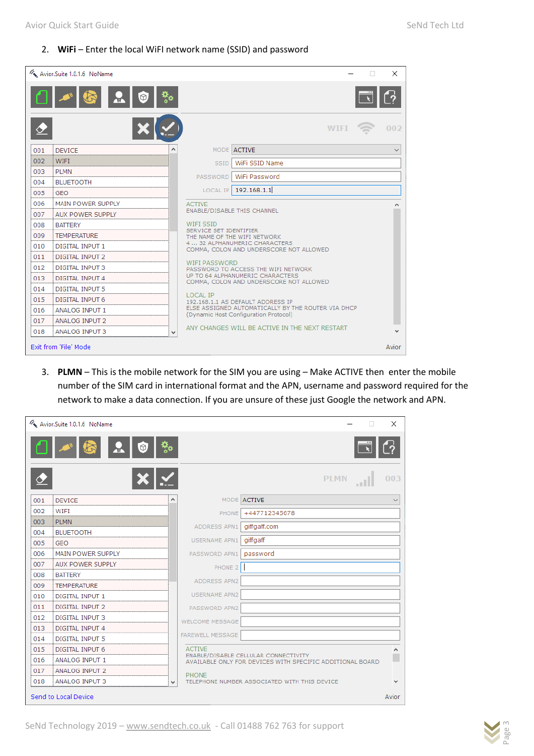2. **WiFi** – Enter the local WiFi network name (SSID) and password

3. **PLMN** – This is the mobile network for the SIM you are using – Make ACTIVE then enter the mobile number of the SIM card in international format and the APN, username and password required for the network to make a data connection. If you are unsure of these just Google the network and APN.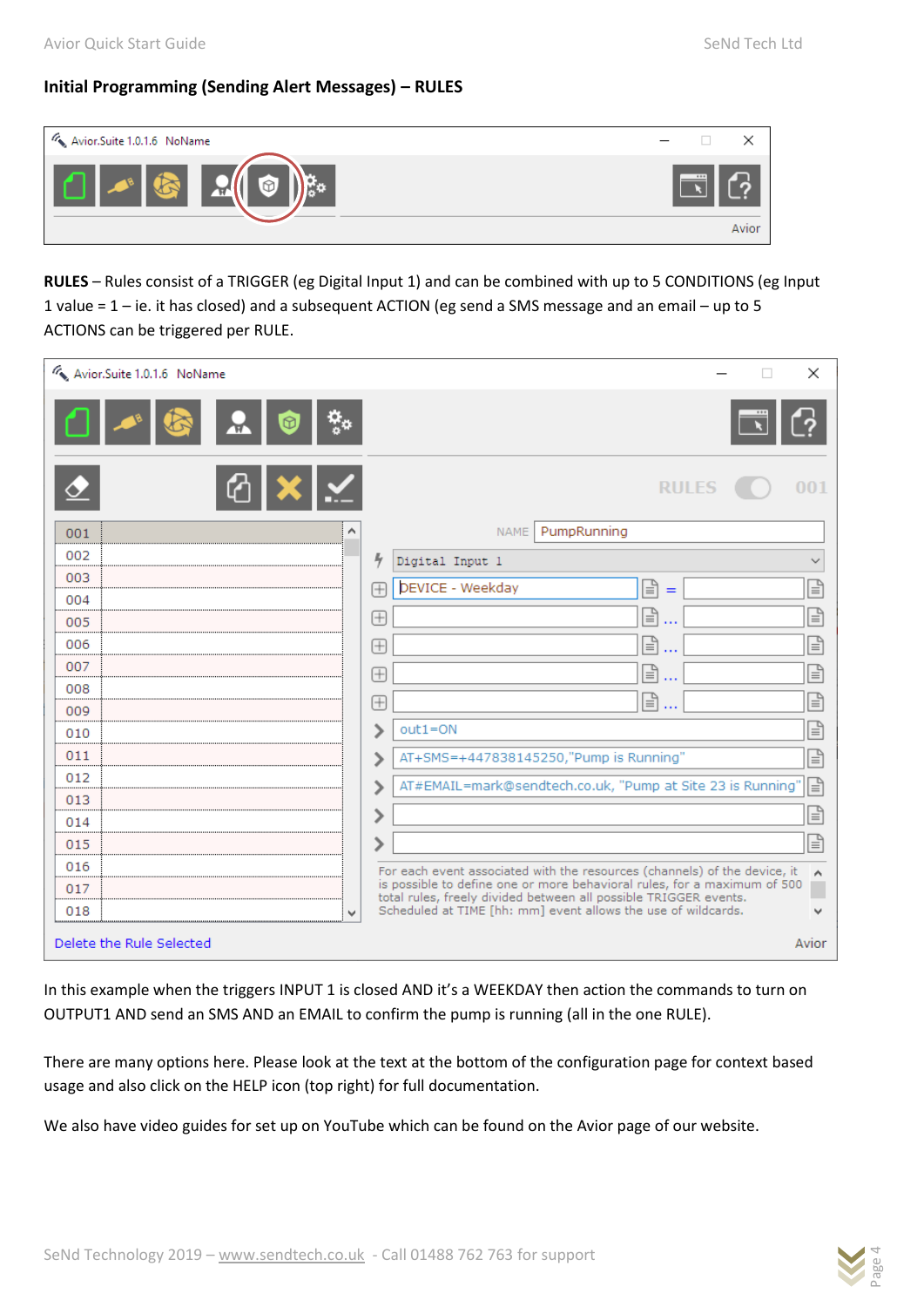## Initial Programming (Sending Alert Messages) – RULES

**RULES** – Rules consist of a TRIGGER (eg Digital Input 1) and can be combined with up to 5 CONDITIONS (eg Input 1 value = 1 – ie. it has closed) and a subsequent ACTION (eg send a SMS message and an email – up to 5 ACTIONS can be triggered per RULE.

In this example when the triggers INPUT 1 is closed AND it's a WEEKDAY then action the commands to turn on OUTPUT1 AND send an SMS AND an EMAIL to confirm the pump is running (all in the one RULE).

There are many options here. Please look at the text at the bottom of the configuration page for context based usage and also click on the HELP icon (top right) for full documentation.

We also have video guides for set up on YouTube which can be found on the Avior page of our website.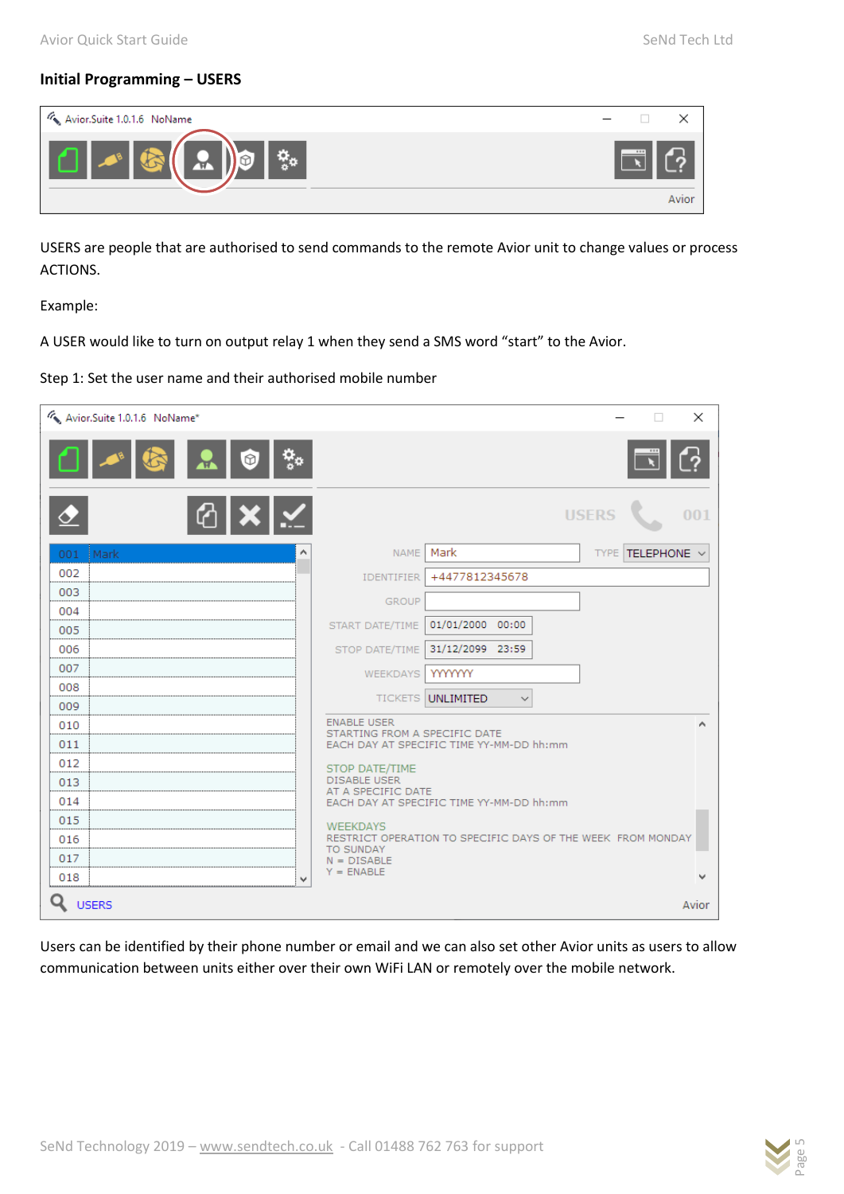## Initial Programming – USERS

USERS are people that are authorised to send commands to the remote Avior unit to change values or process ACTIONS.

Example:

A USER would like to turn on output relay 1 when they send a SMS word "start" to the Avior.

Step 1: Set the user name and their authorised mobile number

Users can be identified by their phone number or email and we can also set other Avior units as users to allow communication between units either over their own WiFi LAN or remotely over the mobile network.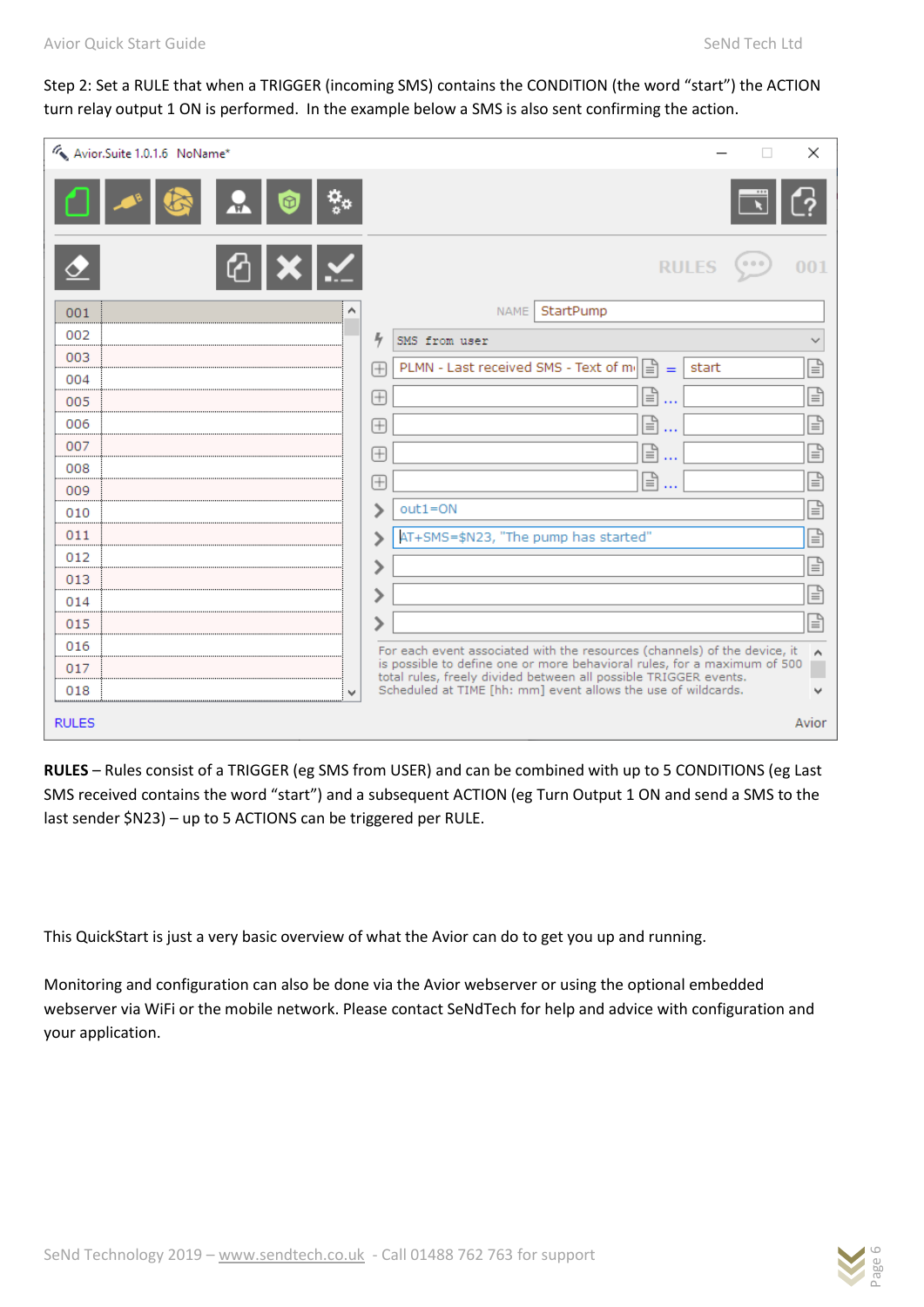Step 2: Set a RULE that when a TRIGGER (incoming SMS) contains the CONDITION (the word "start") the ACTION turn relay output 1 ON is performed. In the example below a SMS is also sent confirming the action.

**RULES** – Rules consist of a TRIGGER (eg SMS from USER) and can be combined with up to 5 CONDITIONS (eg Last SMS received contains the word "start") and a subsequent ACTION (eg Turn Output 1 ON and send a SMS to the last sender $N23) – up to 5 ACTIONS can be triggered per RULE.

This QuickStart is just a very basic overview of what the Avior can do to get you up and running.

Monitoring and configuration can also be done via the Avior webserver or using the optional embedded webserver via WiFi or the mobile network. Please contact SeNdTech for help and advice with configuration and your application.